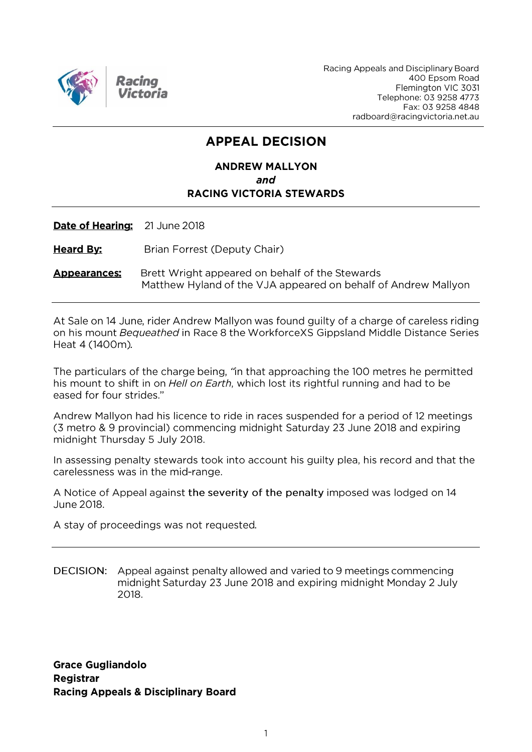Racing Appeals and Disciplinary Board
400 Epsom Road
Flemington VIC 3031
Telephone: 03 9258 4773
Fax: 03 9258 4848
radboard@racingvictoria.net.au

# APPEAL DECISION

**ANDREW MALLYON**
***and***
**RACING VICTORIA STEWARDS**

**Date of Hearing:** 21 June 2018

**Heard By:** Brian Forrest (Deputy Chair)

**Appearances:** Brett Wright appeared on behalf of the Stewards
Matthew Hyland of the VJA appeared on behalf of Andrew Mallyon

---

At Sale on 14 June, rider Andrew Mallyon was found guilty of a charge of careless riding on his mount *Bequeathed* in Race 8 the WorkforceXS Gippsland Middle Distance Series Heat 4 (1400m).

The particulars of the charge being, "in that approaching the 100 metres he permitted his mount to shift in on *Hell on Earth*, which lost its rightful running and had to be eased for four strides."

Andrew Mallyon had his licence to ride in races suspended for a period of 12 meetings (3 metro & 9 provincial) commencing midnight Saturday 23 June 2018 and expiring midnight Thursday 5 July 2018.

In assessing penalty stewards took into account his guilty plea, his record and that the carelessness was in the mid-range.

A Notice of Appeal against the severity of the penalty imposed was lodged on 14 June 2018.

A stay of proceedings was not requested.

---

DECISION: Appeal against penalty allowed and varied to 9 meetings commencing midnight Saturday 23 June 2018 and expiring midnight Monday 2 July 2018.

**Grace Gugliandolo**
**Registrar**
**Racing Appeals & Disciplinary Board**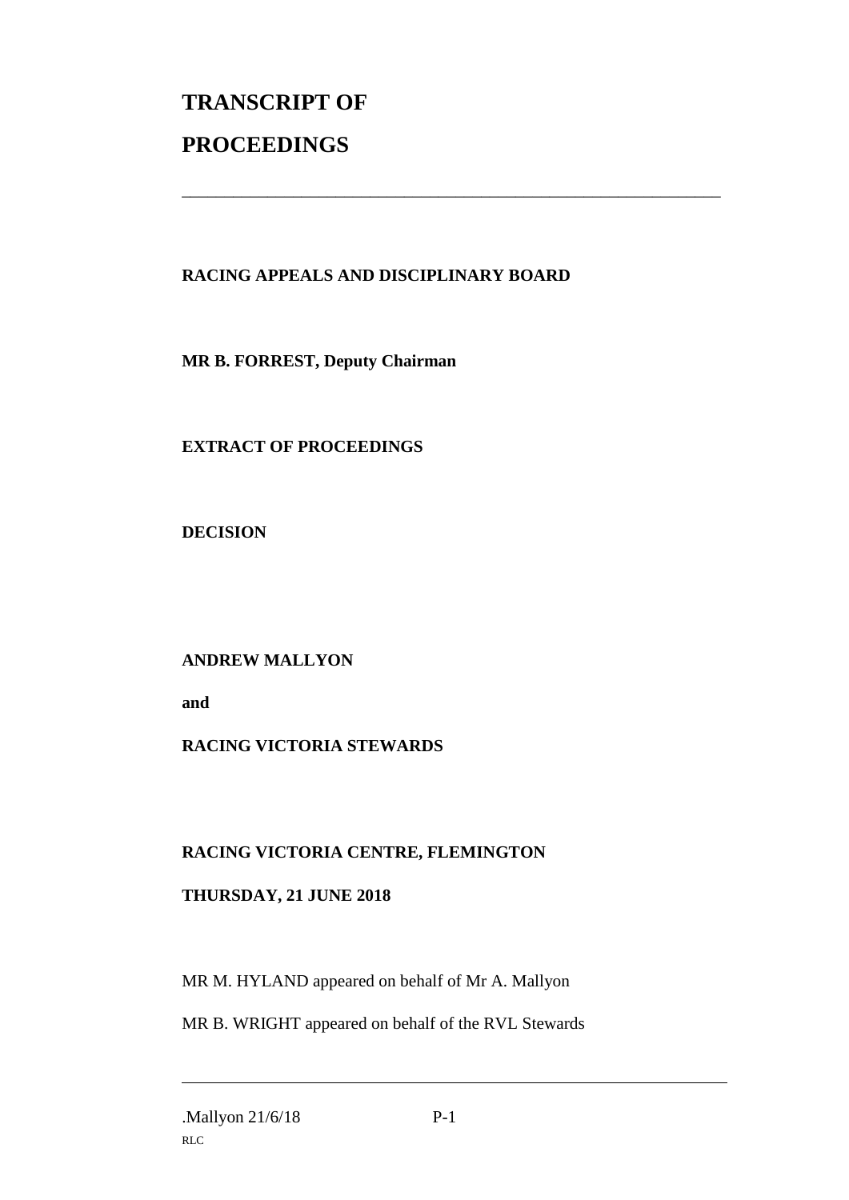# TRANSCRIPT OF PROCEEDINGS

---

**RACING APPEALS AND DISCIPLINARY BOARD**

**MR B. FORREST, Deputy Chairman**

**EXTRACT OF PROCEEDINGS**

**DECISION**

**ANDREW MALLYON**

**and**

**RACING VICTORIA STEWARDS**

**RACING VICTORIA CENTRE, FLEMINGTON**

**THURSDAY, 21 JUNE 2018**

MR M. HYLAND appeared on behalf of Mr A. Mallyon

MR B. WRIGHT appeared on behalf of the RVL Stewards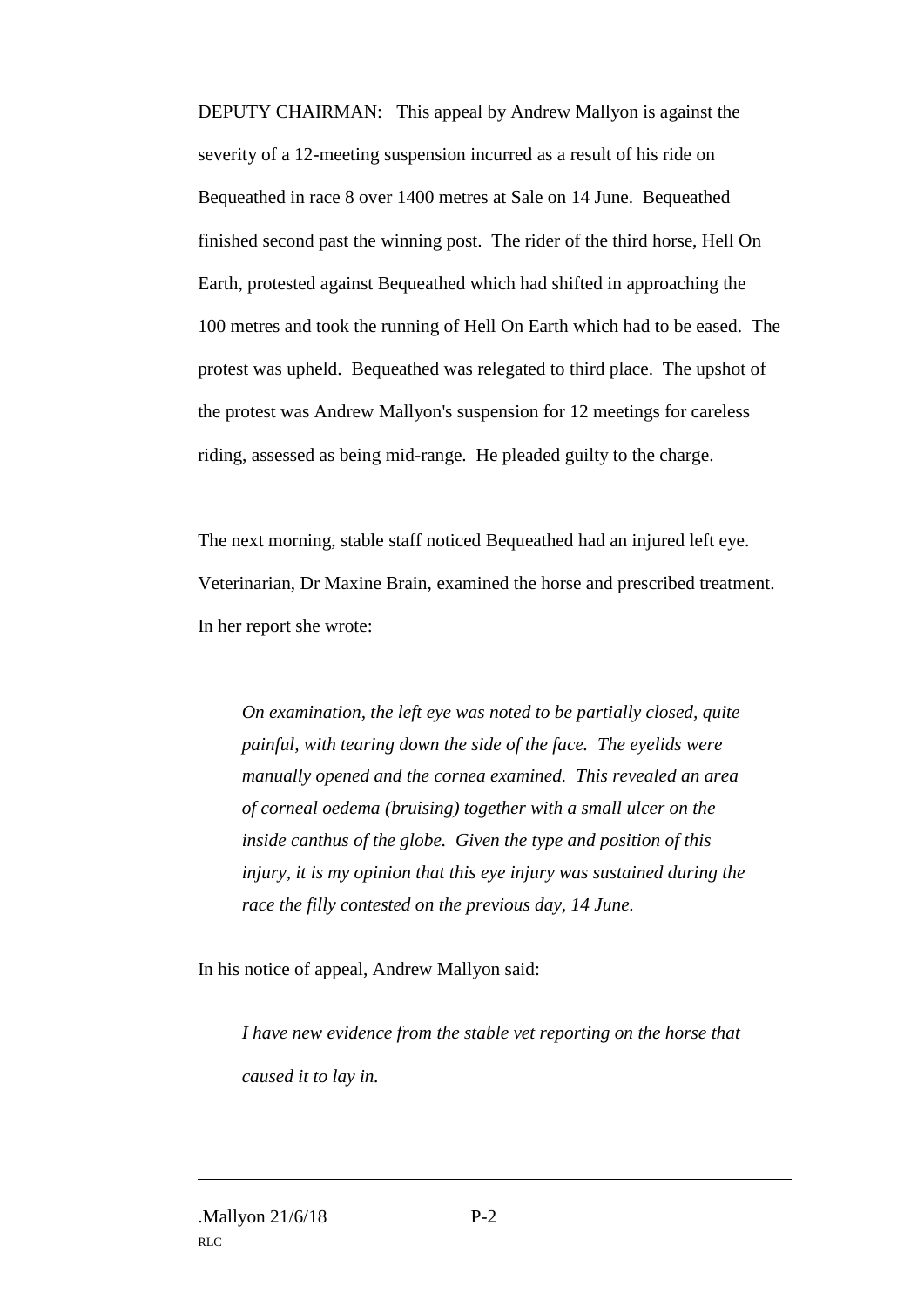DEPUTY CHAIRMAN: This appeal by Andrew Mallyon is against the severity of a 12-meeting suspension incurred as a result of his ride on Bequeathed in race 8 over 1400 metres at Sale on 14 June. Bequeathed finished second past the winning post. The rider of the third horse, Hell On Earth, protested against Bequeathed which had shifted in approaching the 100 metres and took the running of Hell On Earth which had to be eased. The protest was upheld. Bequeathed was relegated to third place. The upshot of the protest was Andrew Mallyon's suspension for 12 meetings for careless riding, assessed as being mid-range. He pleaded guilty to the charge.

The next morning, stable staff noticed Bequeathed had an injured left eye. Veterinarian, Dr Maxine Brain, examined the horse and prescribed treatment. In her report she wrote:

> *On examination, the left eye was noted to be partially closed, quite painful, with tearing down the side of the face. The eyelids were manually opened and the cornea examined. This revealed an area of corneal oedema (bruising) together with a small ulcer on the inside canthus of the globe. Given the type and position of this injury, it is my opinion that this eye injury was sustained during the race the filly contested on the previous day, 14 June.*

In his notice of appeal, Andrew Mallyon said:

> *I have new evidence from the stable vet reporting on the horse that caused it to lay in.*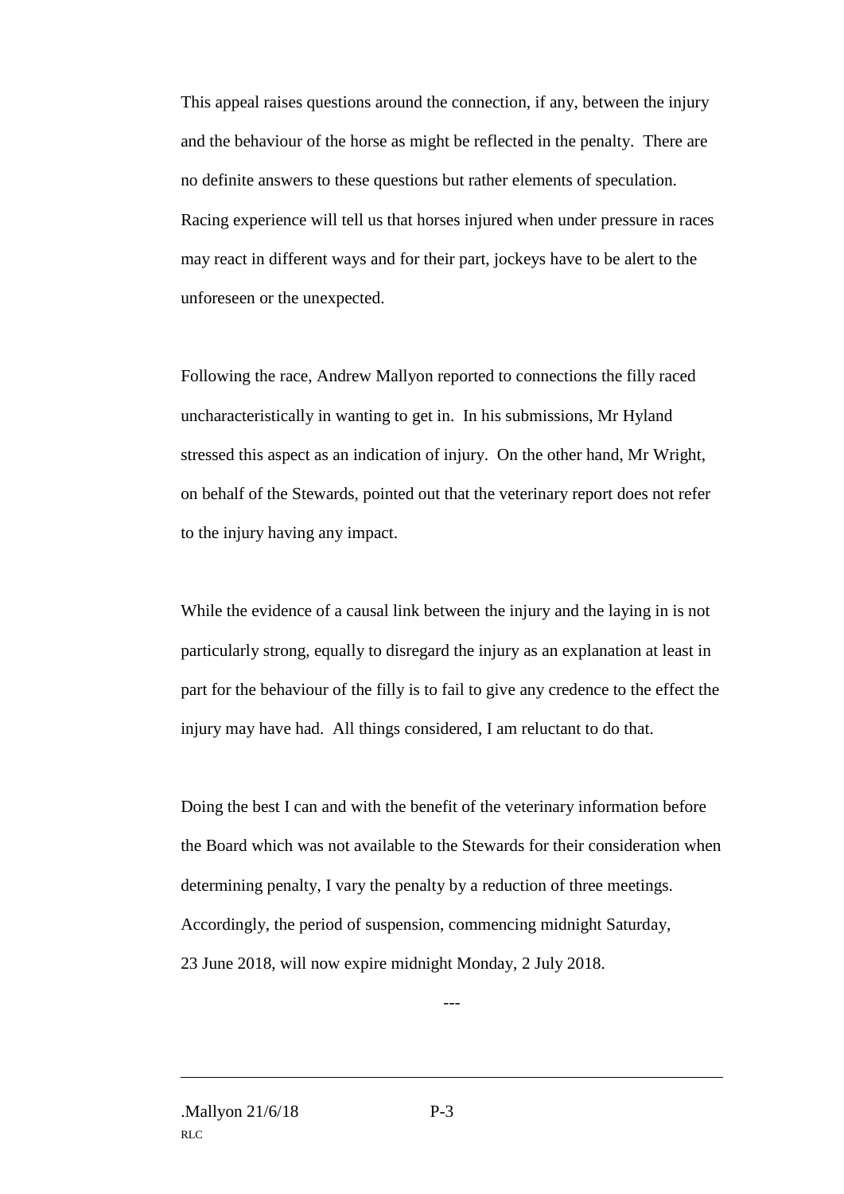This appeal raises questions around the connection, if any, between the injury and the behaviour of the horse as might be reflected in the penalty. There are no definite answers to these questions but rather elements of speculation. Racing experience will tell us that horses injured when under pressure in races may react in different ways and for their part, jockeys have to be alert to the unforeseen or the unexpected.

Following the race, Andrew Mallyon reported to connections the filly raced uncharacteristically in wanting to get in. In his submissions, Mr Hyland stressed this aspect as an indication of injury. On the other hand, Mr Wright, on behalf of the Stewards, pointed out that the veterinary report does not refer to the injury having any impact.

While the evidence of a causal link between the injury and the laying in is not particularly strong, equally to disregard the injury as an explanation at least in part for the behaviour of the filly is to fail to give any credence to the effect the injury may have had. All things considered, I am reluctant to do that.

Doing the best I can and with the benefit of the veterinary information before the Board which was not available to the Stewards for their consideration when determining penalty, I vary the penalty by a reduction of three meetings. Accordingly, the period of suspension, commencing midnight Saturday, 23 June 2018, will now expire midnight Monday, 2 July 2018.

---